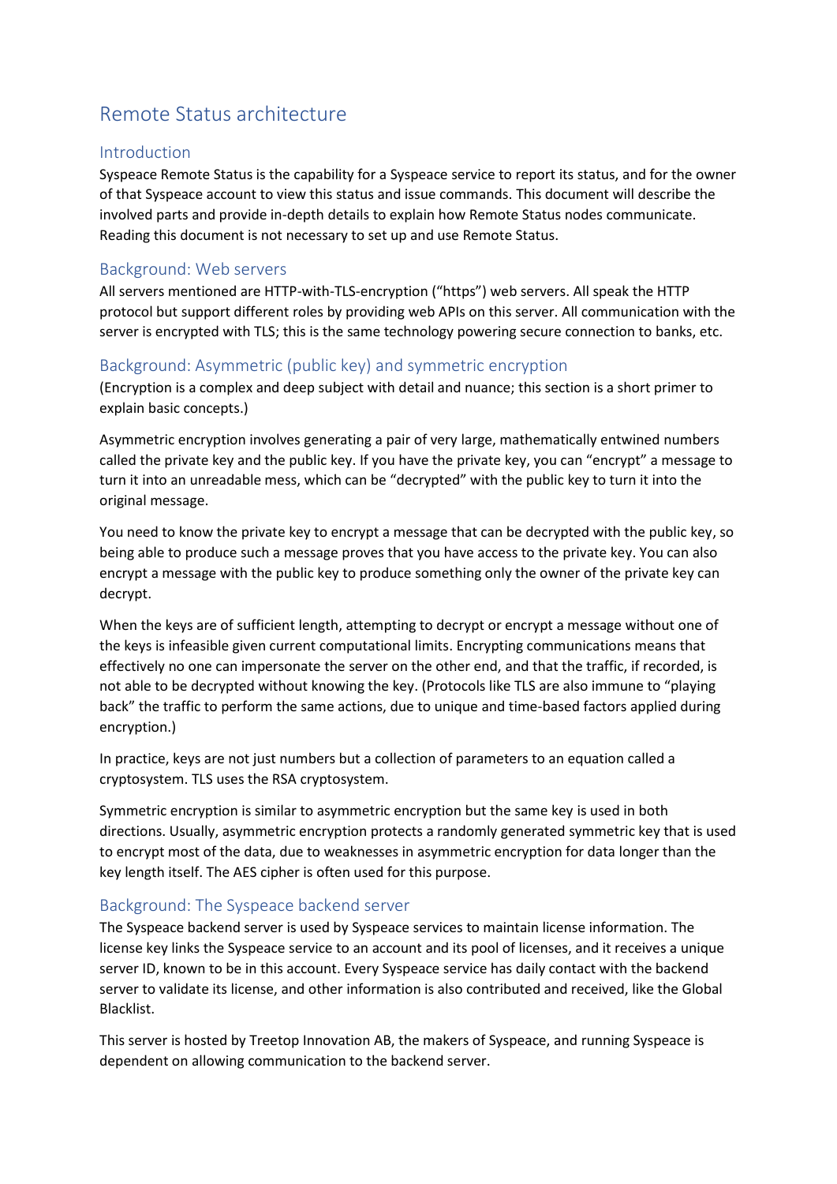# Remote Status architecture

## Introduction

Syspeace Remote Status is the capability for a Syspeace service to report its status, and for the owner of that Syspeace account to view this status and issue commands. This document will describe the involved parts and provide in-depth details to explain how Remote Status nodes communicate. Reading this document is not necessary to set up and use Remote Status.

## Background: Web servers

All servers mentioned are HTTP-with-TLS-encryption ("https") web servers. All speak the HTTP protocol but support different roles by providing web APIs on this server. All communication with the server is encrypted with TLS; this is the same technology powering secure connection to banks, etc.

## Background: Asymmetric (public key) and symmetric encryption

(Encryption is a complex and deep subject with detail and nuance; this section is a short primer to explain basic concepts.)

Asymmetric encryption involves generating a pair of very large, mathematically entwined numbers called the private key and the public key. If you have the private key, you can "encrypt" a message to turn it into an unreadable mess, which can be "decrypted" with the public key to turn it into the original message.

You need to know the private key to encrypt a message that can be decrypted with the public key, so being able to produce such a message proves that you have access to the private key. You can also encrypt a message with the public key to produce something only the owner of the private key can decrypt.

When the keys are of sufficient length, attempting to decrypt or encrypt a message without one of the keys is infeasible given current computational limits. Encrypting communications means that effectively no one can impersonate the server on the other end, and that the traffic, if recorded, is not able to be decrypted without knowing the key. (Protocols like TLS are also immune to "playing back" the traffic to perform the same actions, due to unique and time-based factors applied during encryption.)

In practice, keys are not just numbers but a collection of parameters to an equation called a cryptosystem. TLS uses the RSA cryptosystem.

Symmetric encryption is similar to asymmetric encryption but the same key is used in both directions. Usually, asymmetric encryption protects a randomly generated symmetric key that is used to encrypt most of the data, due to weaknesses in asymmetric encryption for data longer than the key length itself. The AES cipher is often used for this purpose.

## Background: The Syspeace backend server

The Syspeace backend server is used by Syspeace services to maintain license information. The license key links the Syspeace service to an account and its pool of licenses, and it receives a unique server ID, known to be in this account. Every Syspeace service has daily contact with the backend server to validate its license, and other information is also contributed and received, like the Global Blacklist.

This server is hosted by Treetop Innovation AB, the makers of Syspeace, and running Syspeace is dependent on allowing communication to the backend server.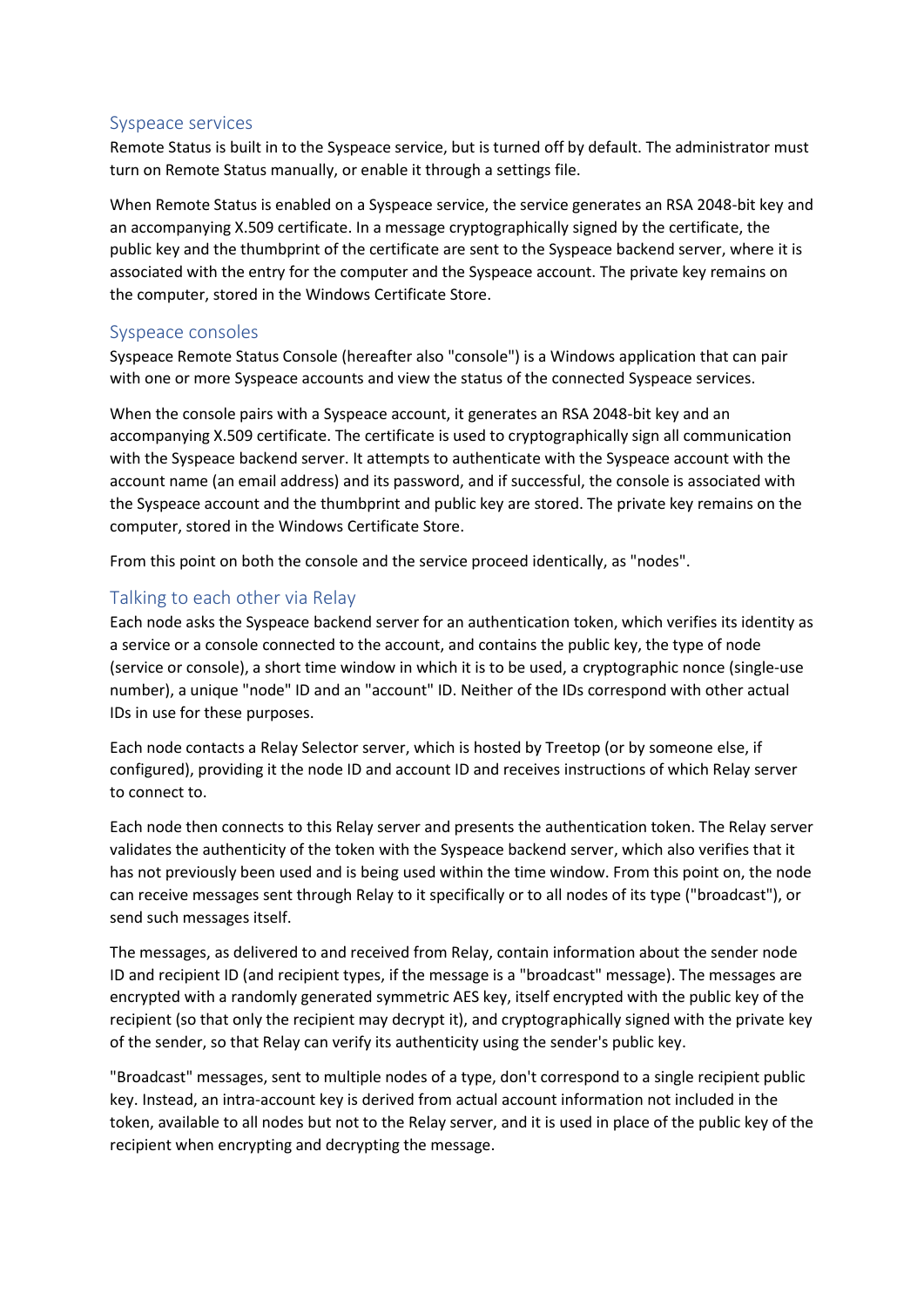## Syspeace services

Remote Status is built in to the Syspeace service, but is turned off by default. The administrator must turn on Remote Status manually, or enable it through a settings file.

When Remote Status is enabled on a Syspeace service, the service generates an RSA 2048-bit key and an accompanying X.509 certificate. In a message cryptographically signed by the certificate, the public key and the thumbprint of the certificate are sent to the Syspeace backend server, where it is associated with the entry for the computer and the Syspeace account. The private key remains on the computer, stored in the Windows Certificate Store.

## Syspeace consoles

Syspeace Remote Status Console (hereafter also "console") is a Windows application that can pair with one or more Syspeace accounts and view the status of the connected Syspeace services.

When the console pairs with a Syspeace account, it generates an RSA 2048-bit key and an accompanying X.509 certificate. The certificate is used to cryptographically sign all communication with the Syspeace backend server. It attempts to authenticate with the Syspeace account with the account name (an email address) and its password, and if successful, the console is associated with the Syspeace account and the thumbprint and public key are stored. The private key remains on the computer, stored in the Windows Certificate Store.

From this point on both the console and the service proceed identically, as "nodes".

## Talking to each other via Relay

Each node asks the Syspeace backend server for an authentication token, which verifies its identity as a service or a console connected to the account, and contains the public key, the type of node (service or console), a short time window in which it is to be used, a cryptographic nonce (single-use number), a unique "node" ID and an "account" ID. Neither of the IDs correspond with other actual IDs in use for these purposes.

Each node contacts a Relay Selector server, which is hosted by Treetop (or by someone else, if configured), providing it the node ID and account ID and receives instructions of which Relay server to connect to.

Each node then connects to this Relay server and presents the authentication token. The Relay server validates the authenticity of the token with the Syspeace backend server, which also verifies that it has not previously been used and is being used within the time window. From this point on, the node can receive messages sent through Relay to it specifically or to all nodes of its type ("broadcast"), or send such messages itself.

The messages, as delivered to and received from Relay, contain information about the sender node ID and recipient ID (and recipient types, if the message is a "broadcast" message). The messages are encrypted with a randomly generated symmetric AES key, itself encrypted with the public key of the recipient (so that only the recipient may decrypt it), and cryptographically signed with the private key of the sender, so that Relay can verify its authenticity using the sender's public key.

"Broadcast" messages, sent to multiple nodes of a type, don't correspond to a single recipient public key. Instead, an intra-account key is derived from actual account information not included in the token, available to all nodes but not to the Relay server, and it is used in place of the public key of the recipient when encrypting and decrypting the message.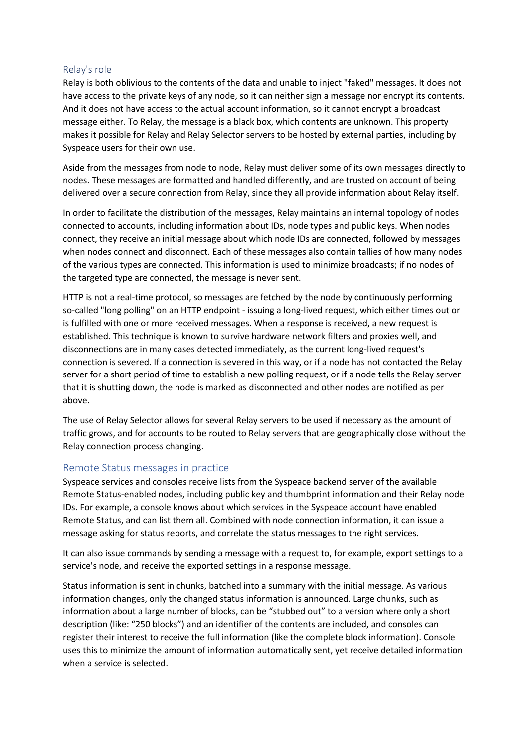## Relay's role

Relay is both oblivious to the contents of the data and unable to inject "faked" messages. It does not have access to the private keys of any node, so it can neither sign a message nor encrypt its contents. And it does not have access to the actual account information, so it cannot encrypt a broadcast message either. To Relay, the message is a black box, which contents are unknown. This property makes it possible for Relay and Relay Selector servers to be hosted by external parties, including by Syspeace users for their own use.

Aside from the messages from node to node, Relay must deliver some of its own messages directly to nodes. These messages are formatted and handled differently, and are trusted on account of being delivered over a secure connection from Relay, since they all provide information about Relay itself.

In order to facilitate the distribution of the messages, Relay maintains an internal topology of nodes connected to accounts, including information about IDs, node types and public keys. When nodes connect, they receive an initial message about which node IDs are connected, followed by messages when nodes connect and disconnect. Each of these messages also contain tallies of how many nodes of the various types are connected. This information is used to minimize broadcasts; if no nodes of the targeted type are connected, the message is never sent.

HTTP is not a real-time protocol, so messages are fetched by the node by continuously performing so-called "long polling" on an HTTP endpoint - issuing a long-lived request, which either times out or is fulfilled with one or more received messages. When a response is received, a new request is established. This technique is known to survive hardware network filters and proxies well, and disconnections are in many cases detected immediately, as the current long-lived request's connection is severed. If a connection is severed in this way, or if a node has not contacted the Relay server for a short period of time to establish a new polling request, or if a node tells the Relay server that it is shutting down, the node is marked as disconnected and other nodes are notified as per above.

The use of Relay Selector allows for several Relay servers to be used if necessary as the amount of traffic grows, and for accounts to be routed to Relay servers that are geographically close without the Relay connection process changing.

## Remote Status messages in practice

Syspeace services and consoles receive lists from the Syspeace backend server of the available Remote Status-enabled nodes, including public key and thumbprint information and their Relay node IDs. For example, a console knows about which services in the Syspeace account have enabled Remote Status, and can list them all. Combined with node connection information, it can issue a message asking for status reports, and correlate the status messages to the right services.

It can also issue commands by sending a message with a request to, for example, export settings to a service's node, and receive the exported settings in a response message.

Status information is sent in chunks, batched into a summary with the initial message. As various information changes, only the changed status information is announced. Large chunks, such as information about a large number of blocks, can be "stubbed out" to a version where only a short description (like: "250 blocks") and an identifier of the contents are included, and consoles can register their interest to receive the full information (like the complete block information). Console uses this to minimize the amount of information automatically sent, yet receive detailed information when a service is selected.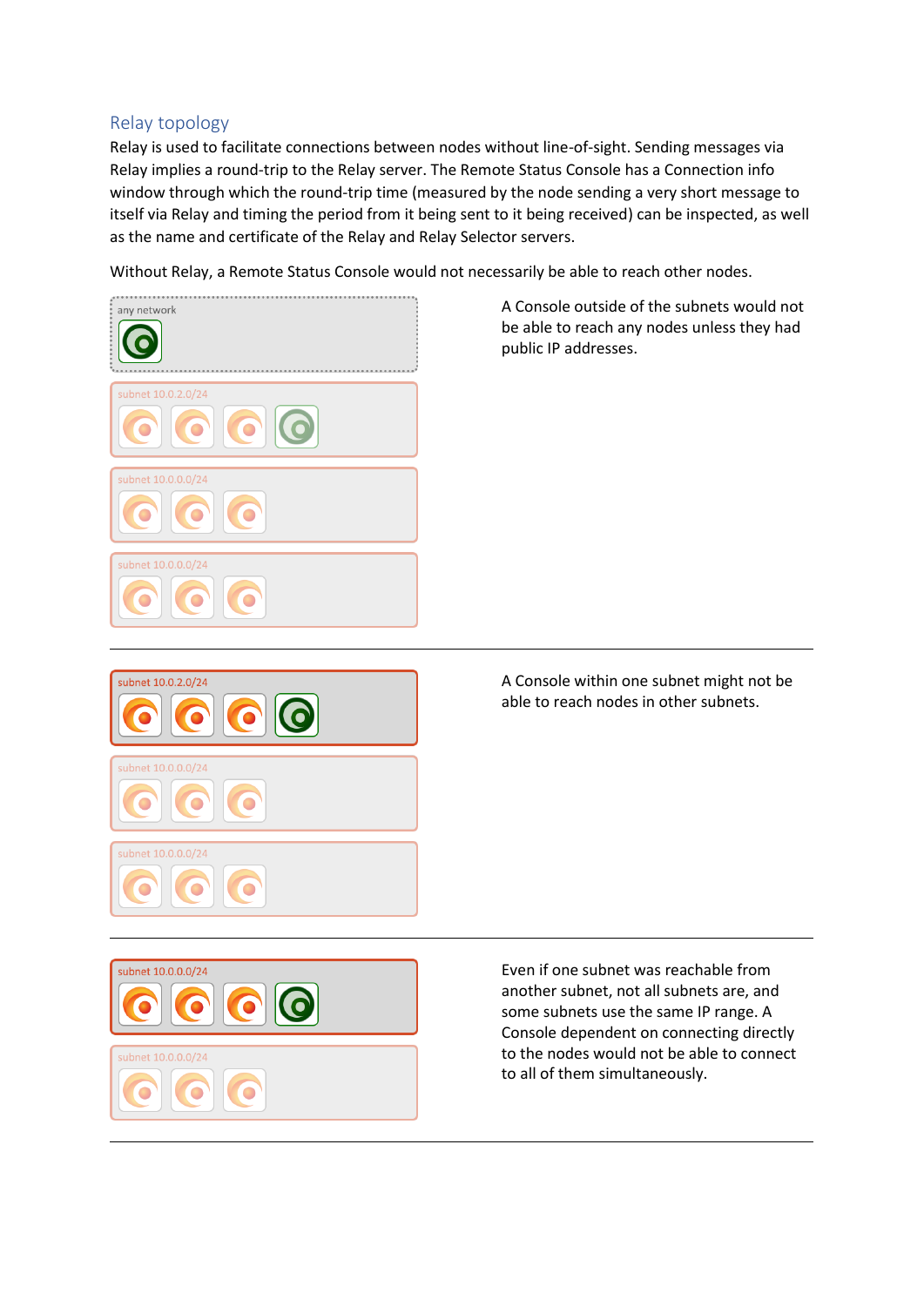## Relay topology

Relay is used to facilitate connections between nodes without line-of-sight. Sending messages via Relay implies a round-trip to the Relay server. The Remote Status Console has a Connection info window through which the round-trip time (measured by the node sending a very short message to itself via Relay and timing the period from it being sent to it being received) can be inspected, as well as the name and certificate of the Relay and Relay Selector servers.

Without Relay, a Remote Status Console would not necessarily be able to reach other nodes.

any network

subnet 10.0.2.0/24

subnet 10.0.0.0/24

subnet 10.0.0.0/24

A Console outside of the subnets would not be able to reach any nodes unless they had public IP addresses.

---

subnet 10.0.2.0/24

subnet 10.0.0.0/24

subnet 10.0.0.0/24

A Console within one subnet might not be able to reach nodes in other subnets.

---

subnet 10.0.0.0/24

subnet 10.0.0.0/24

Even if one subnet was reachable from another subnet, not all subnets are, and some subnets use the same IP range. A Console dependent on connecting directly to the nodes would not be able to connect to all of them simultaneously.

---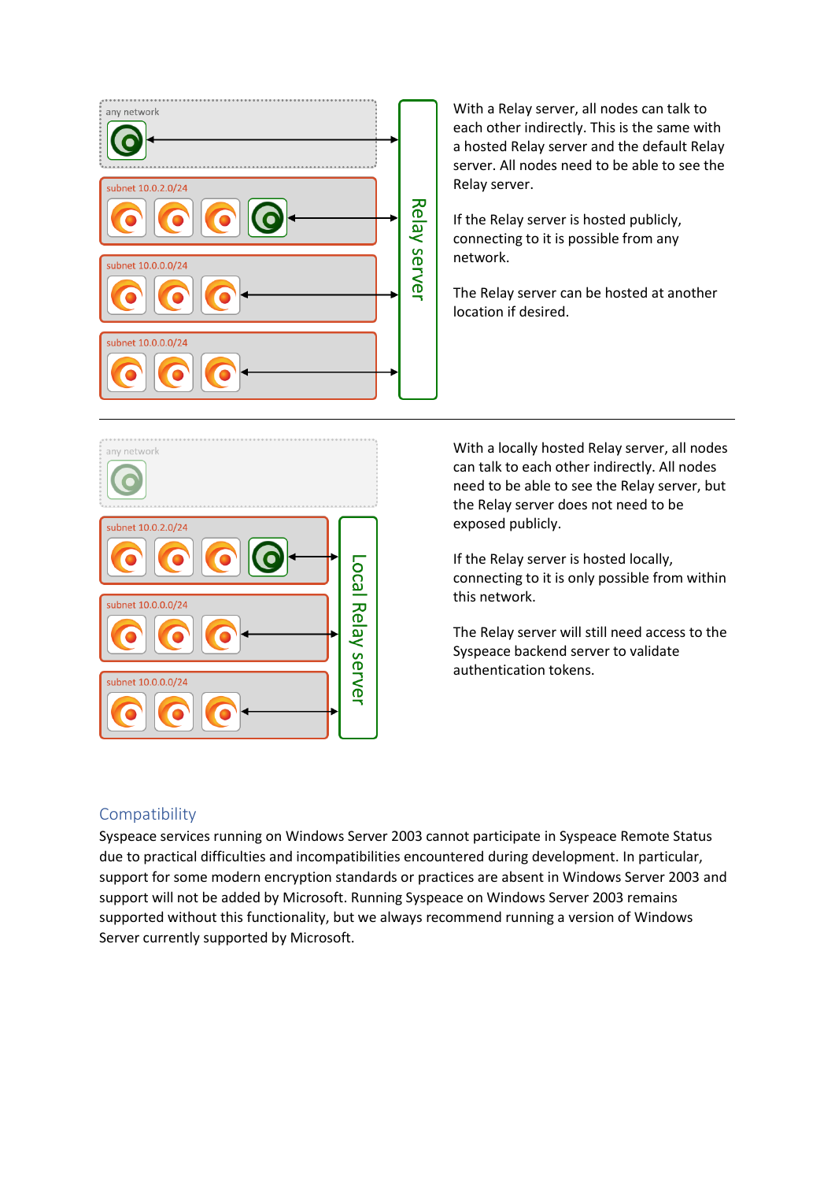any network

subnet 10.0.2.0/24

subnet 10.0.0.0/24

subnet 10.0.0.0/24

Relay server

With a Relay server, all nodes can talk to each other indirectly. This is the same with a hosted Relay server and the default Relay server. All nodes need to be able to see the Relay server.

If the Relay server is hosted publicly, connecting to it is possible from any network.

The Relay server can be hosted at another location if desired.

---

any network

subnet 10.0.2.0/24

subnet 10.0.0.0/24

subnet 10.0.0.0/24

Local Relay server

With a locally hosted Relay server, all nodes can talk to each other indirectly. All nodes need to be able to see the Relay server, but the Relay server does not need to be exposed publicly.

If the Relay server is hosted locally, connecting to it is only possible from within this network.

The Relay server will still need access to the Syspeace backend server to validate authentication tokens.

## Compatibility

Syspeace services running on Windows Server 2003 cannot participate in Syspeace Remote Status due to practical difficulties and incompatibilities encountered during development. In particular, support for some modern encryption standards or practices are absent in Windows Server 2003 and support will not be added by Microsoft. Running Syspeace on Windows Server 2003 remains supported without this functionality, but we always recommend running a version of Windows Server currently supported by Microsoft.